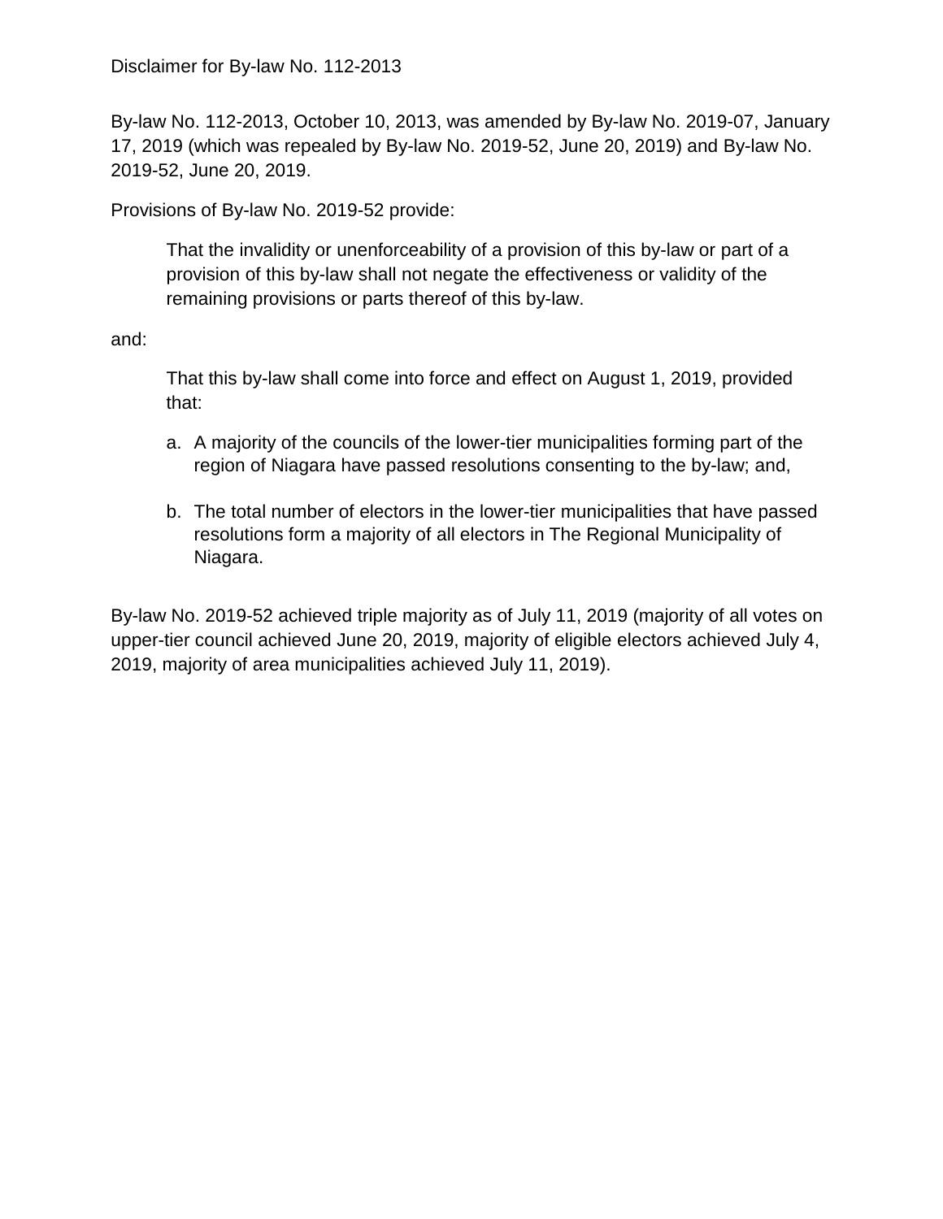Disclaimer for By-law No. 112-2013

By-law No. 112-2013, October 10, 2013, was amended by By-law No. 2019-07, January 17, 2019 (which was repealed by By-law No. 2019-52, June 20, 2019) and By-law No. 2019-52, June 20, 2019.

Provisions of By-law No. 2019-52 provide:

> That the invalidity or unenforceability of a provision of this by-law or part of a provision of this by-law shall not negate the effectiveness or validity of the remaining provisions or parts thereof of this by-law.

and:

> That this by-law shall come into force and effect on August 1, 2019, provided that:
>
> a. A majority of the councils of the lower-tier municipalities forming part of the region of Niagara have passed resolutions consenting to the by-law; and,
>
> b. The total number of electors in the lower-tier municipalities that have passed resolutions form a majority of all electors in The Regional Municipality of Niagara.

By-law No. 2019-52 achieved triple majority as of July 11, 2019 (majority of all votes on upper-tier council achieved June 20, 2019, majority of eligible electors achieved July 4, 2019, majority of area municipalities achieved July 11, 2019).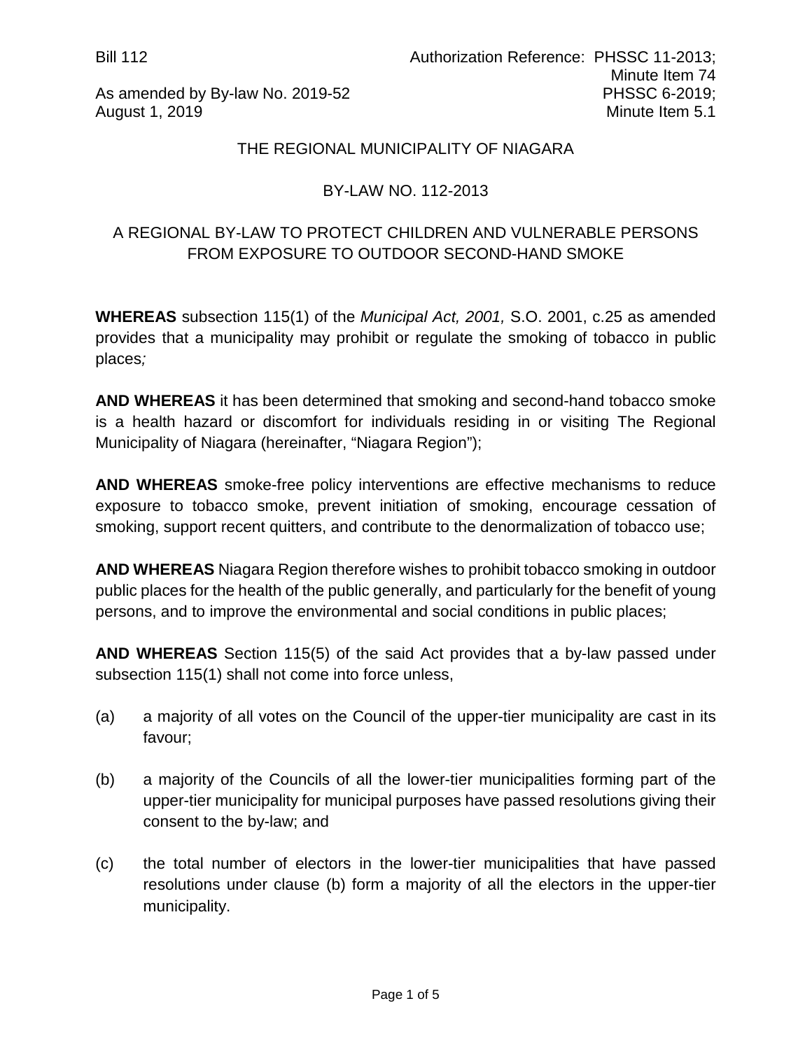Bill 112

As amended by By-law No. 2019-52
August 1, 2019

Authorization Reference: PHSSC 11-2013; Minute Item 74
PHSSC 6-2019; Minute Item 5.1

THE REGIONAL MUNICIPALITY OF NIAGARA

BY-LAW NO. 112-2013

A REGIONAL BY-LAW TO PROTECT CHILDREN AND VULNERABLE PERSONS FROM EXPOSURE TO OUTDOOR SECOND-HAND SMOKE

**WHEREAS** subsection 115(1) of the *Municipal Act, 2001,* S.O. 2001, c.25 as amended provides that a municipality may prohibit or regulate the smoking of tobacco in public places*;*

**AND WHEREAS** it has been determined that smoking and second-hand tobacco smoke is a health hazard or discomfort for individuals residing in or visiting The Regional Municipality of Niagara (hereinafter, "Niagara Region");

**AND WHEREAS** smoke-free policy interventions are effective mechanisms to reduce exposure to tobacco smoke, prevent initiation of smoking, encourage cessation of smoking, support recent quitters, and contribute to the denormalization of tobacco use;

**AND WHEREAS** Niagara Region therefore wishes to prohibit tobacco smoking in outdoor public places for the health of the public generally, and particularly for the benefit of young persons, and to improve the environmental and social conditions in public places;

**AND WHEREAS** Section 115(5) of the said Act provides that a by-law passed under subsection 115(1) shall not come into force unless,

(a) a majority of all votes on the Council of the upper-tier municipality are cast in its favour;

(b) a majority of the Councils of all the lower-tier municipalities forming part of the upper-tier municipality for municipal purposes have passed resolutions giving their consent to the by-law; and

(c) the total number of electors in the lower-tier municipalities that have passed resolutions under clause (b) form a majority of all the electors in the upper-tier municipality.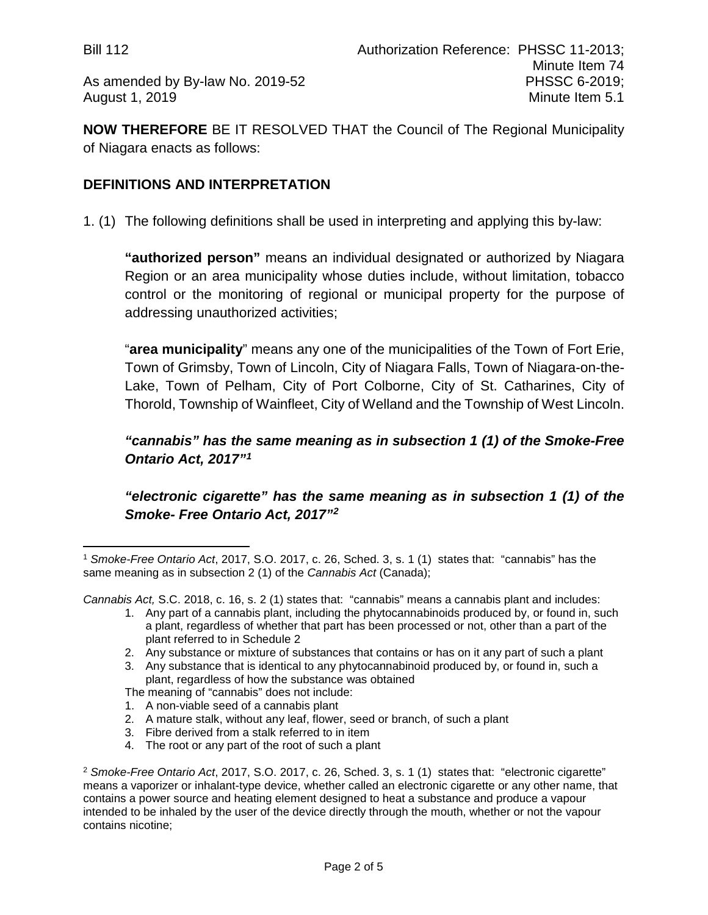Bill 112

As amended by By-law No. 2019-52
August 1, 2019

Authorization Reference: PHSSC 11-2013; Minute Item 74
PHSSC 6-2019; Minute Item 5.1

**NOW THEREFORE** BE IT RESOLVED THAT the Council of The Regional Municipality of Niagara enacts as follows:

## DEFINITIONS AND INTERPRETATION

1. (1) The following definitions shall be used in interpreting and applying this by-law:

**"authorized person"** means an individual designated or authorized by Niagara Region or an area municipality whose duties include, without limitation, tobacco control or the monitoring of regional or municipal property for the purpose of addressing unauthorized activities;

"**area municipality**" means any one of the municipalities of the Town of Fort Erie, Town of Grimsby, Town of Lincoln, City of Niagara Falls, Town of Niagara-on-the-Lake, Town of Pelham, City of Port Colborne, City of St. Catharines, City of Thorold, Township of Wainfleet, City of Welland and the Township of West Lincoln.

***"cannabis" has the same meaning as in subsection 1 (1) of the Smoke-Free Ontario Act, 2017"[1]***

***"electronic cigarette" has the same meaning as in subsection 1 (1) of the Smoke- Free Ontario Act, 2017"[2]***

---

[1] *Smoke-Free Ontario Act*, 2017, S.O. 2017, c. 26, Sched. 3, s. 1 (1) states that: "cannabis" has the same meaning as in subsection 2 (1) of the *Cannabis Act* (Canada);

*Cannabis Act,* S.C. 2018, c. 16, s. 2 (1) states that: "cannabis" means a cannabis plant and includes:

1. Any part of a cannabis plant, including the phytocannabinoids produced by, or found in, such a plant, regardless of whether that part has been processed or not, other than a part of the plant referred to in Schedule 2
2. Any substance or mixture of substances that contains or has on it any part of such a plant
3. Any substance that is identical to any phytocannabinoid produced by, or found in, such a plant, regardless of how the substance was obtained

The meaning of "cannabis" does not include:

1. A non-viable seed of a cannabis plant
2. A mature stalk, without any leaf, flower, seed or branch, of such a plant
3. Fibre derived from a stalk referred to in item
4. The root or any part of the root of such a plant

[2] *Smoke-Free Ontario Act*, 2017, S.O. 2017, c. 26, Sched. 3, s. 1 (1) states that: "electronic cigarette" means a vaporizer or inhalant-type device, whether called an electronic cigarette or any other name, that contains a power source and heating element designed to heat a substance and produce a vapour intended to be inhaled by the user of the device directly through the mouth, whether or not the vapour contains nicotine;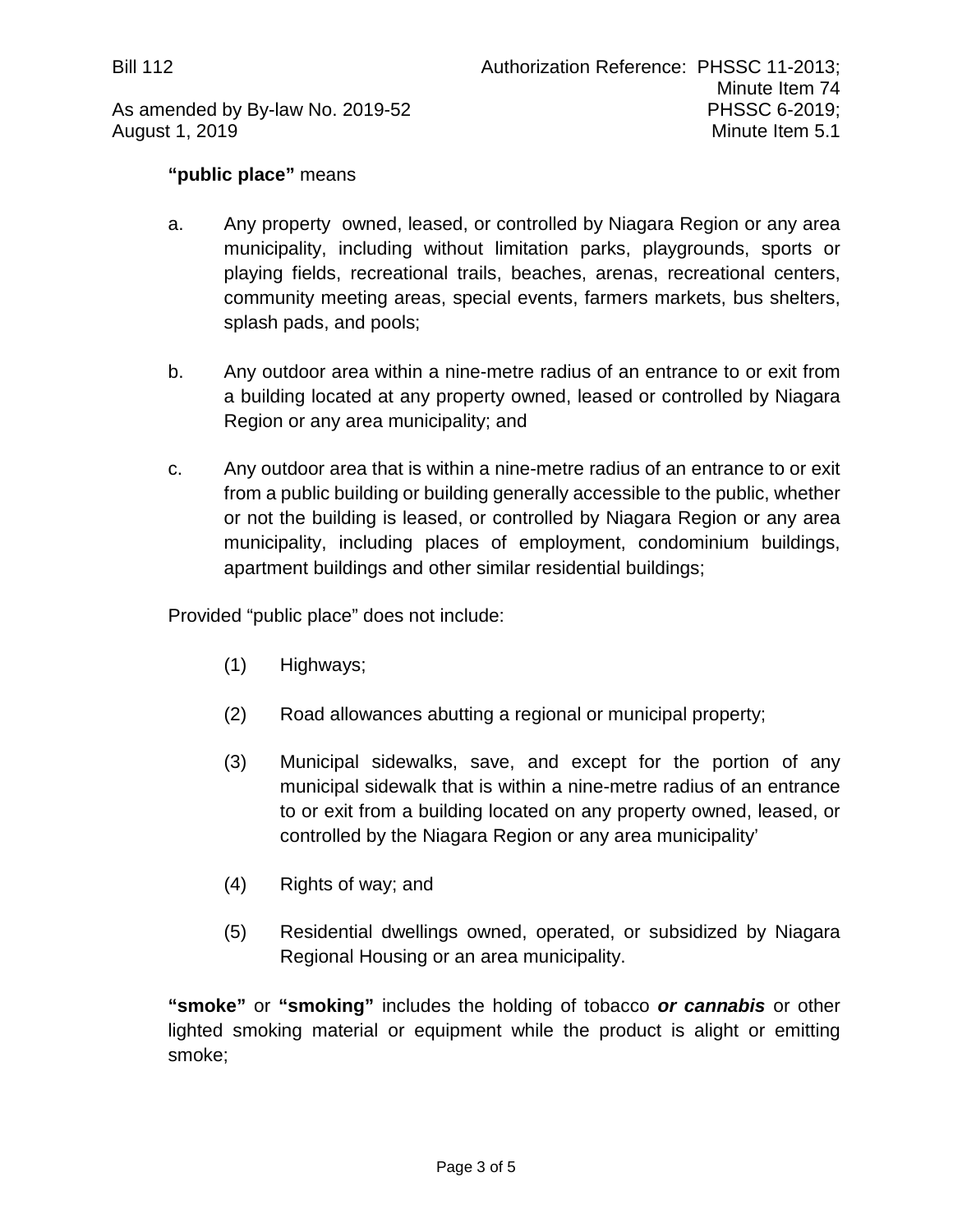**"public place"** means

a. Any property owned, leased, or controlled by Niagara Region or any area municipality, including without limitation parks, playgrounds, sports or playing fields, recreational trails, beaches, arenas, recreational centers, community meeting areas, special events, farmers markets, bus shelters, splash pads, and pools;

b. Any outdoor area within a nine-metre radius of an entrance to or exit from a building located at any property owned, leased or controlled by Niagara Region or any area municipality; and

c. Any outdoor area that is within a nine-metre radius of an entrance to or exit from a public building or building generally accessible to the public, whether or not the building is leased, or controlled by Niagara Region or any area municipality, including places of employment, condominium buildings, apartment buildings and other similar residential buildings;

Provided "public place" does not include:

(1) Highways;

(2) Road allowances abutting a regional or municipal property;

(3) Municipal sidewalks, save, and except for the portion of any municipal sidewalk that is within a nine-metre radius of an entrance to or exit from a building located on any property owned, leased, or controlled by the Niagara Region or any area municipality'

(4) Rights of way; and

(5) Residential dwellings owned, operated, or subsidized by Niagara Regional Housing or an area municipality.

**"smoke"** or **"smoking"** includes the holding of tobacco ***or cannabis*** or other lighted smoking material or equipment while the product is alight or emitting smoke;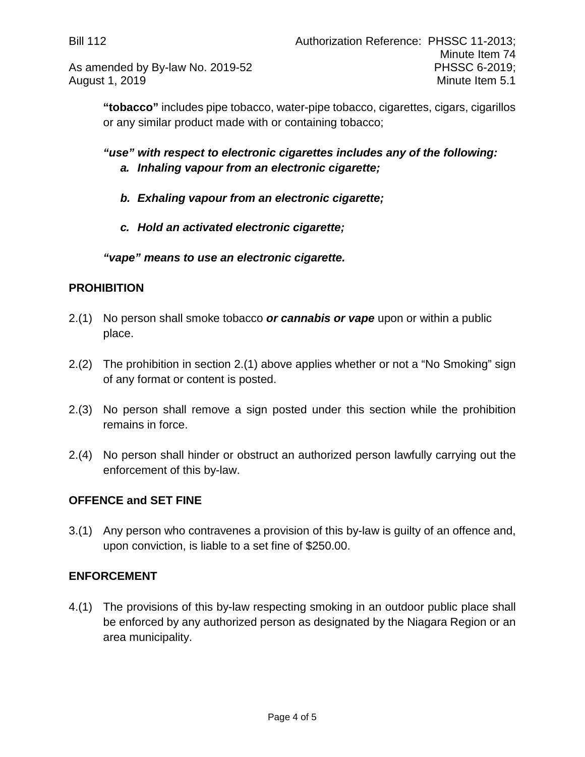**"tobacco"** includes pipe tobacco, water-pipe tobacco, cigarettes, cigars, cigarillos or any similar product made with or containing tobacco;

***"use" with respect to electronic cigarettes includes any of the following:***

a. ***Inhaling vapour from an electronic cigarette;***

b. ***Exhaling vapour from an electronic cigarette;***

c. ***Hold an activated electronic cigarette;***

***"vape" means to use an electronic cigarette.***

**PROHIBITION**

2.(1) No person shall smoke tobacco ***or cannabis or vape*** upon or within a public place.

2.(2) The prohibition in section 2.(1) above applies whether or not a "No Smoking" sign of any format or content is posted.

2.(3) No person shall remove a sign posted under this section while the prohibition remains in force.

2.(4) No person shall hinder or obstruct an authorized person lawfully carrying out the enforcement of this by-law.

**OFFENCE and SET FINE**

3.(1) Any person who contravenes a provision of this by-law is guilty of an offence and, upon conviction, is liable to a set fine of $250.00.

**ENFORCEMENT**

4.(1) The provisions of this by-law respecting smoking in an outdoor public place shall be enforced by any authorized person as designated by the Niagara Region or an area municipality.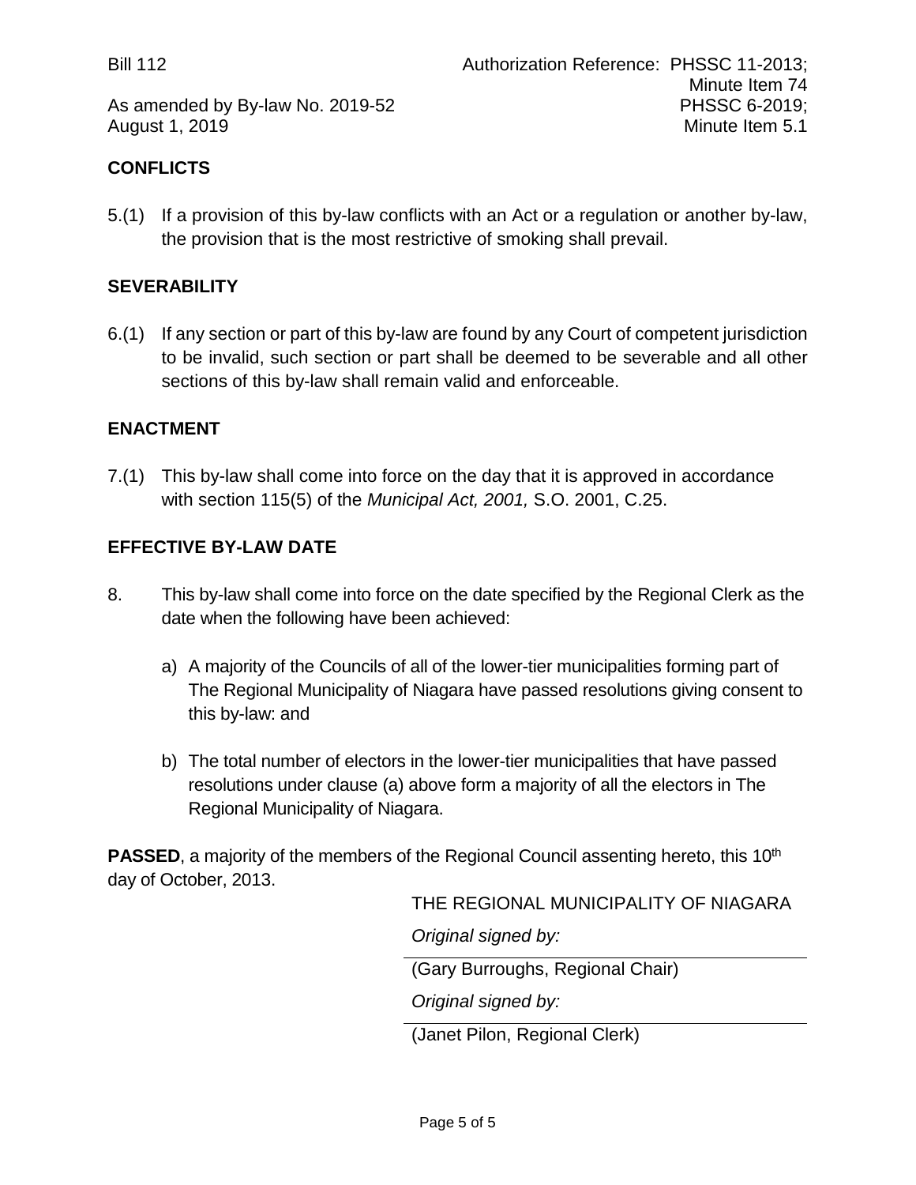## CONFLICTS

5.(1) If a provision of this by-law conflicts with an Act or a regulation or another by-law, the provision that is the most restrictive of smoking shall prevail.

## SEVERABILITY

6.(1) If any section or part of this by-law are found by any Court of competent jurisdiction to be invalid, such section or part shall be deemed to be severable and all other sections of this by-law shall remain valid and enforceable.

## ENACTMENT

7.(1) This by-law shall come into force on the day that it is approved in accordance with section 115(5) of the *Municipal Act, 2001,* S.O. 2001, C.25.

## EFFECTIVE BY-LAW DATE

8. This by-law shall come into force on the date specified by the Regional Clerk as the date when the following have been achieved:

   a) A majority of the Councils of all of the lower-tier municipalities forming part of The Regional Municipality of Niagara have passed resolutions giving consent to this by-law: and

   b) The total number of electors in the lower-tier municipalities that have passed resolutions under clause (a) above form a majority of all the electors in The Regional Municipality of Niagara.

**PASSED**, a majority of the members of the Regional Council assenting hereto, this 10th day of October, 2013.

THE REGIONAL MUNICIPALITY OF NIAGARA

*Original signed by:*

(Gary Burroughs, Regional Chair)

*Original signed by:*

(Janet Pilon, Regional Clerk)